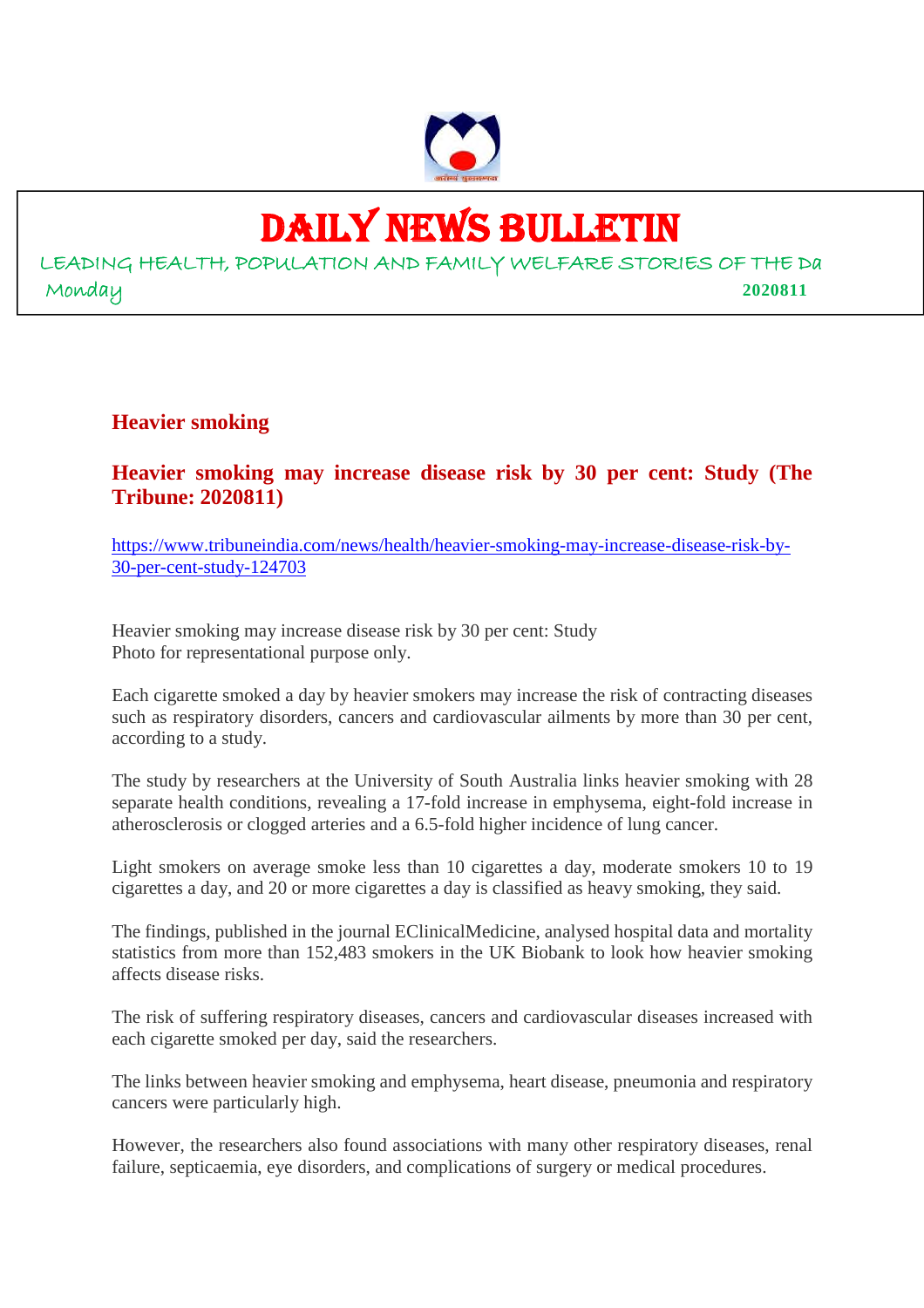# DAILY NEWS BULLETIN

LEADING HEALTH, POPULATION AND FAMILY WELFARE STORIES OF THE Da

Monday **2020811**

## Heavier smoking

### Heavier smoking may increase disease risk by 30 per cent: Study (The Tribune: 2020811)

https://www.tribuneindia.com/news/health/heavier-smoking-may-increase-disease-risk-by-30-per-cent-study-124703

Heavier smoking may increase disease risk by 30 per cent: Study
Photo for representational purpose only.

Each cigarette smoked a day by heavier smokers may increase the risk of contracting diseases such as respiratory disorders, cancers and cardiovascular ailments by more than 30 per cent, according to a study.

The study by researchers at the University of South Australia links heavier smoking with 28 separate health conditions, revealing a 17-fold increase in emphysema, eight-fold increase in atherosclerosis or clogged arteries and a 6.5-fold higher incidence of lung cancer.

Light smokers on average smoke less than 10 cigarettes a day, moderate smokers 10 to 19 cigarettes a day, and 20 or more cigarettes a day is classified as heavy smoking, they said.

The findings, published in the journal EClinicalMedicine, analysed hospital data and mortality statistics from more than 152,483 smokers in the UK Biobank to look how heavier smoking affects disease risks.

The risk of suffering respiratory diseases, cancers and cardiovascular diseases increased with each cigarette smoked per day, said the researchers.

The links between heavier smoking and emphysema, heart disease, pneumonia and respiratory cancers were particularly high.

However, the researchers also found associations with many other respiratory diseases, renal failure, septicaemia, eye disorders, and complications of surgery or medical procedures.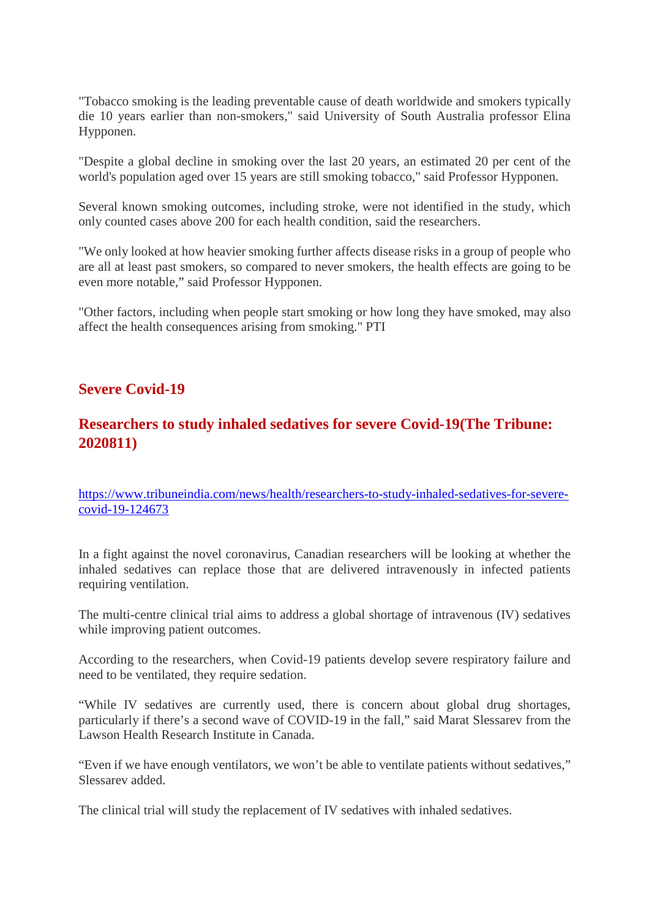"Tobacco smoking is the leading preventable cause of death worldwide and smokers typically die 10 years earlier than non-smokers," said University of South Australia professor Elina Hypponen.

"Despite a global decline in smoking over the last 20 years, an estimated 20 per cent of the world's population aged over 15 years are still smoking tobacco," said Professor Hypponen.

Several known smoking outcomes, including stroke, were not identified in the study, which only counted cases above 200 for each health condition, said the researchers.

"We only looked at how heavier smoking further affects disease risks in a group of people who are all at least past smokers, so compared to never smokers, the health effects are going to be even more notable," said Professor Hypponen.

"Other factors, including when people start smoking or how long they have smoked, may also affect the health consequences arising from smoking." PTI

## Severe Covid-19

## Researchers to study inhaled sedatives for severe Covid-19(The Tribune: 2020811)

https://www.tribuneindia.com/news/health/researchers-to-study-inhaled-sedatives-for-severe-covid-19-124673

In a fight against the novel coronavirus, Canadian researchers will be looking at whether the inhaled sedatives can replace those that are delivered intravenously in infected patients requiring ventilation.

The multi-centre clinical trial aims to address a global shortage of intravenous (IV) sedatives while improving patient outcomes.

According to the researchers, when Covid-19 patients develop severe respiratory failure and need to be ventilated, they require sedation.

"While IV sedatives are currently used, there is concern about global drug shortages, particularly if there's a second wave of COVID-19 in the fall," said Marat Slessarev from the Lawson Health Research Institute in Canada.

"Even if we have enough ventilators, we won't be able to ventilate patients without sedatives," Slessarev added.

The clinical trial will study the replacement of IV sedatives with inhaled sedatives.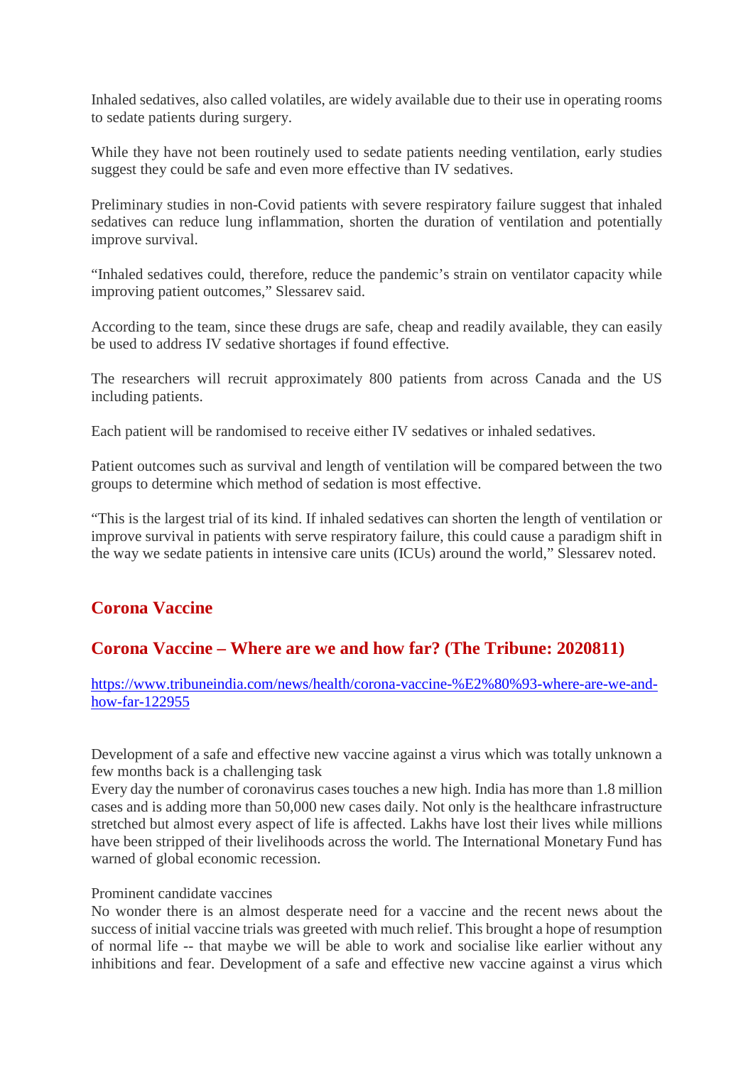Inhaled sedatives, also called volatiles, are widely available due to their use in operating rooms to sedate patients during surgery.

While they have not been routinely used to sedate patients needing ventilation, early studies suggest they could be safe and even more effective than IV sedatives.

Preliminary studies in non-Covid patients with severe respiratory failure suggest that inhaled sedatives can reduce lung inflammation, shorten the duration of ventilation and potentially improve survival.

"Inhaled sedatives could, therefore, reduce the pandemic's strain on ventilator capacity while improving patient outcomes," Slessarev said.

According to the team, since these drugs are safe, cheap and readily available, they can easily be used to address IV sedative shortages if found effective.

The researchers will recruit approximately 800 patients from across Canada and the US including patients.

Each patient will be randomised to receive either IV sedatives or inhaled sedatives.

Patient outcomes such as survival and length of ventilation will be compared between the two groups to determine which method of sedation is most effective.

"This is the largest trial of its kind. If inhaled sedatives can shorten the length of ventilation or improve survival in patients with serve respiratory failure, this could cause a paradigm shift in the way we sedate patients in intensive care units (ICUs) around the world," Slessarev noted.

## Corona Vaccine

## Corona Vaccine – Where are we and how far? (The Tribune: 2020811)

https://www.tribuneindia.com/news/health/corona-vaccine-%E2%80%93-where-are-we-and-how-far-122955

Development of a safe and effective new vaccine against a virus which was totally unknown a few months back is a challenging task

Every day the number of coronavirus cases touches a new high. India has more than 1.8 million cases and is adding more than 50,000 new cases daily. Not only is the healthcare infrastructure stretched but almost every aspect of life is affected. Lakhs have lost their lives while millions have been stripped of their livelihoods across the world. The International Monetary Fund has warned of global economic recession.

Prominent candidate vaccines

No wonder there is an almost desperate need for a vaccine and the recent news about the success of initial vaccine trials was greeted with much relief. This brought a hope of resumption of normal life -- that maybe we will be able to work and socialise like earlier without any inhibitions and fear. Development of a safe and effective new vaccine against a virus which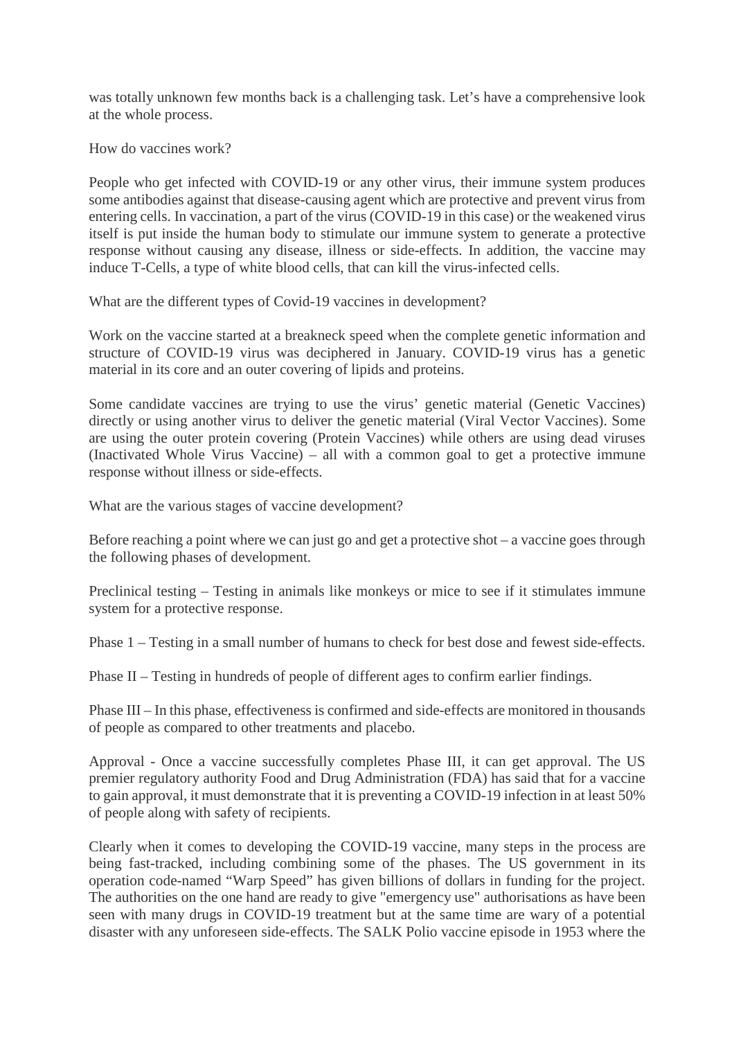was totally unknown few months back is a challenging task. Let's have a comprehensive look at the whole process.

How do vaccines work?

People who get infected with COVID-19 or any other virus, their immune system produces some antibodies against that disease-causing agent which are protective and prevent virus from entering cells. In vaccination, a part of the virus (COVID-19 in this case) or the weakened virus itself is put inside the human body to stimulate our immune system to generate a protective response without causing any disease, illness or side-effects. In addition, the vaccine may induce T-Cells, a type of white blood cells, that can kill the virus-infected cells.

What are the different types of Covid-19 vaccines in development?

Work on the vaccine started at a breakneck speed when the complete genetic information and structure of COVID-19 virus was deciphered in January. COVID-19 virus has a genetic material in its core and an outer covering of lipids and proteins.

Some candidate vaccines are trying to use the virus' genetic material (Genetic Vaccines) directly or using another virus to deliver the genetic material (Viral Vector Vaccines). Some are using the outer protein covering (Protein Vaccines) while others are using dead viruses (Inactivated Whole Virus Vaccine) – all with a common goal to get a protective immune response without illness or side-effects.

What are the various stages of vaccine development?

Before reaching a point where we can just go and get a protective shot – a vaccine goes through the following phases of development.

Preclinical testing – Testing in animals like monkeys or mice to see if it stimulates immune system for a protective response.

Phase 1 – Testing in a small number of humans to check for best dose and fewest side-effects.

Phase II – Testing in hundreds of people of different ages to confirm earlier findings.

Phase III – In this phase, effectiveness is confirmed and side-effects are monitored in thousands of people as compared to other treatments and placebo.

Approval - Once a vaccine successfully completes Phase III, it can get approval. The US premier regulatory authority Food and Drug Administration (FDA) has said that for a vaccine to gain approval, it must demonstrate that it is preventing a COVID-19 infection in at least 50% of people along with safety of recipients.

Clearly when it comes to developing the COVID-19 vaccine, many steps in the process are being fast-tracked, including combining some of the phases. The US government in its operation code-named "Warp Speed" has given billions of dollars in funding for the project. The authorities on the one hand are ready to give "emergency use" authorisations as have been seen with many drugs in COVID-19 treatment but at the same time are wary of a potential disaster with any unforeseen side-effects. The SALK Polio vaccine episode in 1953 where the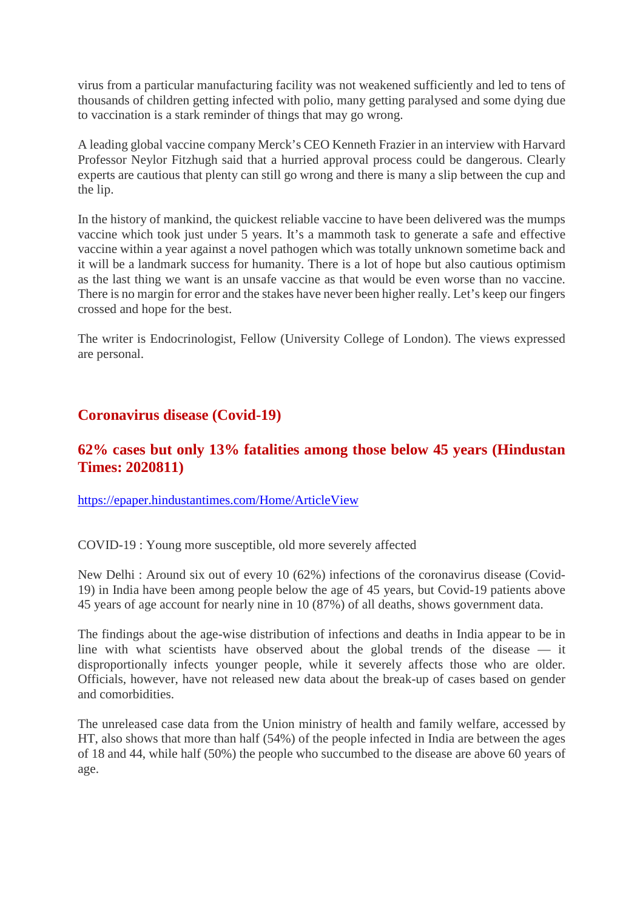virus from a particular manufacturing facility was not weakened sufficiently and led to tens of thousands of children getting infected with polio, many getting paralysed and some dying due to vaccination is a stark reminder of things that may go wrong.

A leading global vaccine company Merck's CEO Kenneth Frazier in an interview with Harvard Professor Neylor Fitzhugh said that a hurried approval process could be dangerous. Clearly experts are cautious that plenty can still go wrong and there is many a slip between the cup and the lip.

In the history of mankind, the quickest reliable vaccine to have been delivered was the mumps vaccine which took just under 5 years. It's a mammoth task to generate a safe and effective vaccine within a year against a novel pathogen which was totally unknown sometime back and it will be a landmark success for humanity. There is a lot of hope but also cautious optimism as the last thing we want is an unsafe vaccine as that would be even worse than no vaccine. There is no margin for error and the stakes have never been higher really. Let's keep our fingers crossed and hope for the best.

The writer is Endocrinologist, Fellow (University College of London). The views expressed are personal.

## Coronavirus disease (Covid-19)

### 62% cases but only 13% fatalities among those below 45 years (Hindustan Times: 2020811)

https://epaper.hindustantimes.com/Home/ArticleView

COVID-19 : Young more susceptible, old more severely affected

New Delhi : Around six out of every 10 (62%) infections of the coronavirus disease (Covid-19) in India have been among people below the age of 45 years, but Covid-19 patients above 45 years of age account for nearly nine in 10 (87%) of all deaths, shows government data.

The findings about the age-wise distribution of infections and deaths in India appear to be in line with what scientists have observed about the global trends of the disease — it disproportionally infects younger people, while it severely affects those who are older. Officials, however, have not released new data about the break-up of cases based on gender and comorbidities.

The unreleased case data from the Union ministry of health and family welfare, accessed by HT, also shows that more than half (54%) of the people infected in India are between the ages of 18 and 44, while half (50%) the people who succumbed to the disease are above 60 years of age.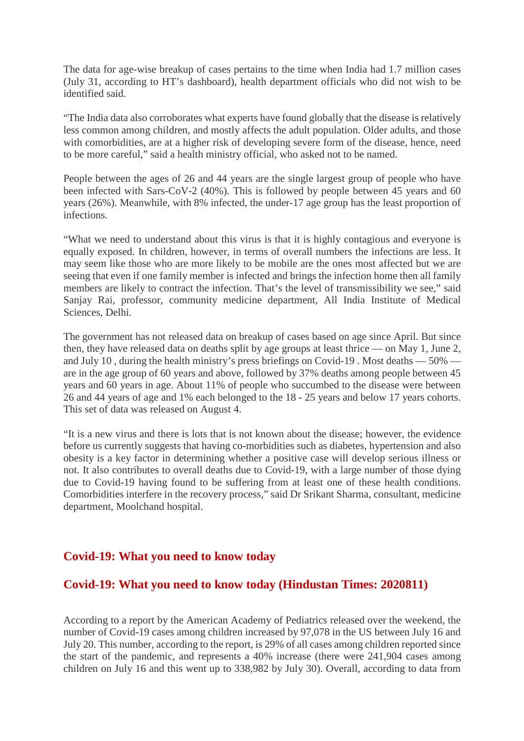The data for age-wise breakup of cases pertains to the time when India had 1.7 million cases (July 31, according to HT's dashboard), health department officials who did not wish to be identified said.

"The India data also corroborates what experts have found globally that the disease is relatively less common among children, and mostly affects the adult population. Older adults, and those with comorbidities, are at a higher risk of developing severe form of the disease, hence, need to be more careful," said a health ministry official, who asked not to be named.

People between the ages of 26 and 44 years are the single largest group of people who have been infected with Sars-CoV-2 (40%). This is followed by people between 45 years and 60 years (26%). Meanwhile, with 8% infected, the under-17 age group has the least proportion of infections.

"What we need to understand about this virus is that it is highly contagious and everyone is equally exposed. In children, however, in terms of overall numbers the infections are less. It may seem like those who are more likely to be mobile are the ones most affected but we are seeing that even if one family member is infected and brings the infection home then all family members are likely to contract the infection. That's the level of transmissibility we see," said Sanjay Rai, professor, community medicine department, All India Institute of Medical Sciences, Delhi.

The government has not released data on breakup of cases based on age since April. But since then, they have released data on deaths split by age groups at least thrice — on May 1, June 2, and July 10 , during the health ministry's press briefings on Covid-19 . Most deaths — 50% — are in the age group of 60 years and above, followed by 37% deaths among people between 45 years and 60 years in age. About 11% of people who succumbed to the disease were between 26 and 44 years of age and 1% each belonged to the 18 - 25 years and below 17 years cohorts. This set of data was released on August 4.

"It is a new virus and there is lots that is not known about the disease; however, the evidence before us currently suggests that having co-morbidities such as diabetes, hypertension and also obesity is a key factor in determining whether a positive case will develop serious illness or not. It also contributes to overall deaths due to Covid-19, with a large number of those dying due to Covid-19 having found to be suffering from at least one of these health conditions. Comorbidities interfere in the recovery process," said Dr Srikant Sharma, consultant, medicine department, Moolchand hospital.

## Covid-19: What you need to know today

## Covid-19: What you need to know today (Hindustan Times: 2020811)

According to a report by the American Academy of Pediatrics released over the weekend, the number of Covid-19 cases among children increased by 97,078 in the US between July 16 and July 20. This number, according to the report, is 29% of all cases among children reported since the start of the pandemic, and represents a 40% increase (there were 241,904 cases among children on July 16 and this went up to 338,982 by July 30). Overall, according to data from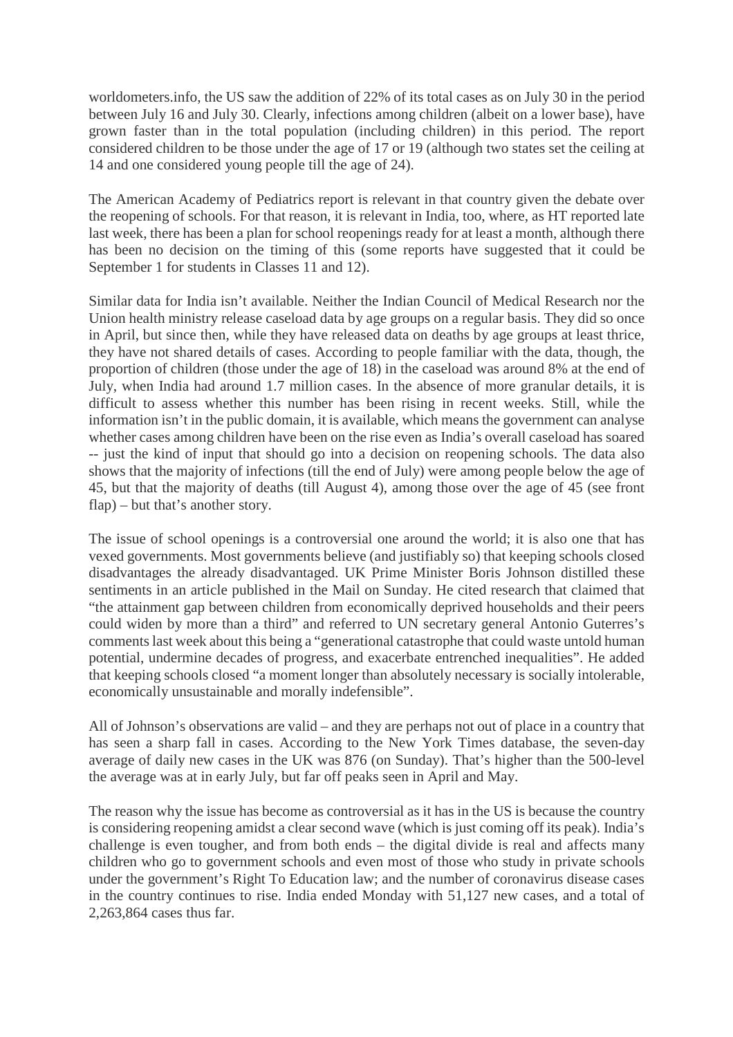worldometers.info, the US saw the addition of 22% of its total cases as on July 30 in the period between July 16 and July 30. Clearly, infections among children (albeit on a lower base), have grown faster than in the total population (including children) in this period. The report considered children to be those under the age of 17 or 19 (although two states set the ceiling at 14 and one considered young people till the age of 24).

The American Academy of Pediatrics report is relevant in that country given the debate over the reopening of schools. For that reason, it is relevant in India, too, where, as HT reported late last week, there has been a plan for school reopenings ready for at least a month, although there has been no decision on the timing of this (some reports have suggested that it could be September 1 for students in Classes 11 and 12).

Similar data for India isn't available. Neither the Indian Council of Medical Research nor the Union health ministry release caseload data by age groups on a regular basis. They did so once in April, but since then, while they have released data on deaths by age groups at least thrice, they have not shared details of cases. According to people familiar with the data, though, the proportion of children (those under the age of 18) in the caseload was around 8% at the end of July, when India had around 1.7 million cases. In the absence of more granular details, it is difficult to assess whether this number has been rising in recent weeks. Still, while the information isn't in the public domain, it is available, which means the government can analyse whether cases among children have been on the rise even as India's overall caseload has soared -- just the kind of input that should go into a decision on reopening schools. The data also shows that the majority of infections (till the end of July) were among people below the age of 45, but that the majority of deaths (till August 4), among those over the age of 45 (see front flap) – but that's another story.

The issue of school openings is a controversial one around the world; it is also one that has vexed governments. Most governments believe (and justifiably so) that keeping schools closed disadvantages the already disadvantaged. UK Prime Minister Boris Johnson distilled these sentiments in an article published in the Mail on Sunday. He cited research that claimed that "the attainment gap between children from economically deprived households and their peers could widen by more than a third" and referred to UN secretary general Antonio Guterres's comments last week about this being a "generational catastrophe that could waste untold human potential, undermine decades of progress, and exacerbate entrenched inequalities". He added that keeping schools closed "a moment longer than absolutely necessary is socially intolerable, economically unsustainable and morally indefensible".

All of Johnson's observations are valid – and they are perhaps not out of place in a country that has seen a sharp fall in cases. According to the New York Times database, the seven-day average of daily new cases in the UK was 876 (on Sunday). That's higher than the 500-level the average was at in early July, but far off peaks seen in April and May.

The reason why the issue has become as controversial as it has in the US is because the country is considering reopening amidst a clear second wave (which is just coming off its peak). India's challenge is even tougher, and from both ends – the digital divide is real and affects many children who go to government schools and even most of those who study in private schools under the government's Right To Education law; and the number of coronavirus disease cases in the country continues to rise. India ended Monday with 51,127 new cases, and a total of 2,263,864 cases thus far.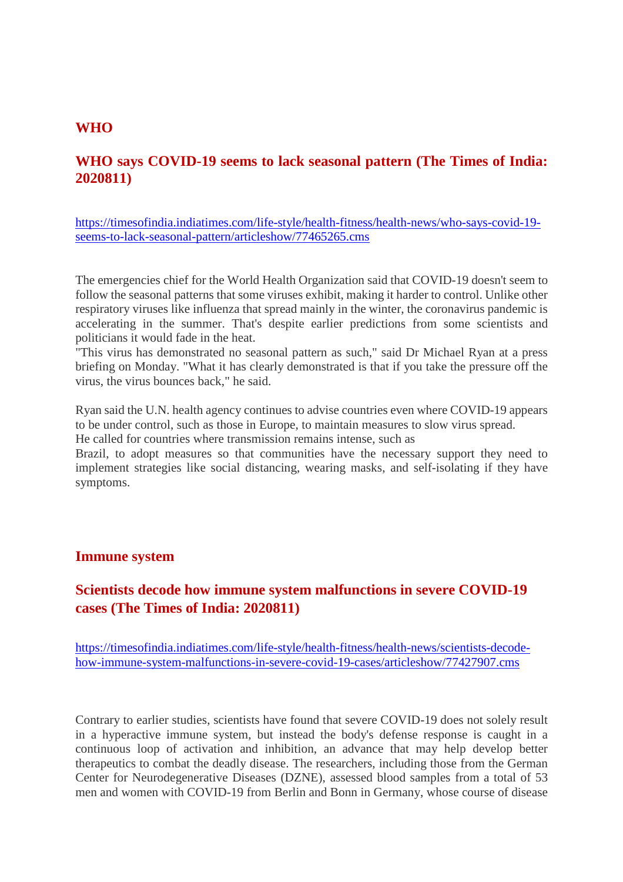## WHO

### WHO says COVID-19 seems to lack seasonal pattern (The Times of India: 2020811)

https://timesofindia.indiatimes.com/life-style/health-fitness/health-news/who-says-covid-19-seems-to-lack-seasonal-pattern/articleshow/77465265.cms

The emergencies chief for the World Health Organization said that COVID-19 doesn't seem to follow the seasonal patterns that some viruses exhibit, making it harder to control. Unlike other respiratory viruses like influenza that spread mainly in the winter, the coronavirus pandemic is accelerating in the summer. That's despite earlier predictions from some scientists and politicians it would fade in the heat.
"This virus has demonstrated no seasonal pattern as such," said Dr Michael Ryan at a press briefing on Monday. "What it has clearly demonstrated is that if you take the pressure off the virus, the virus bounces back," he said.

Ryan said the U.N. health agency continues to advise countries even where COVID-19 appears to be under control, such as those in Europe, to maintain measures to slow virus spread.
He called for countries where transmission remains intense, such as
Brazil, to adopt measures so that communities have the necessary support they need to implement strategies like social distancing, wearing masks, and self-isolating if they have symptoms.

## Immune system

### Scientists decode how immune system malfunctions in severe COVID-19 cases (The Times of India: 2020811)

https://timesofindia.indiatimes.com/life-style/health-fitness/health-news/scientists-decode-how-immune-system-malfunctions-in-severe-covid-19-cases/articleshow/77427907.cms

Contrary to earlier studies, scientists have found that severe COVID-19 does not solely result in a hyperactive immune system, but instead the body's defense response is caught in a continuous loop of activation and inhibition, an advance that may help develop better therapeutics to combat the deadly disease. The researchers, including those from the German Center for Neurodegenerative Diseases (DZNE), assessed blood samples from a total of 53 men and women with COVID-19 from Berlin and Bonn in Germany, whose course of disease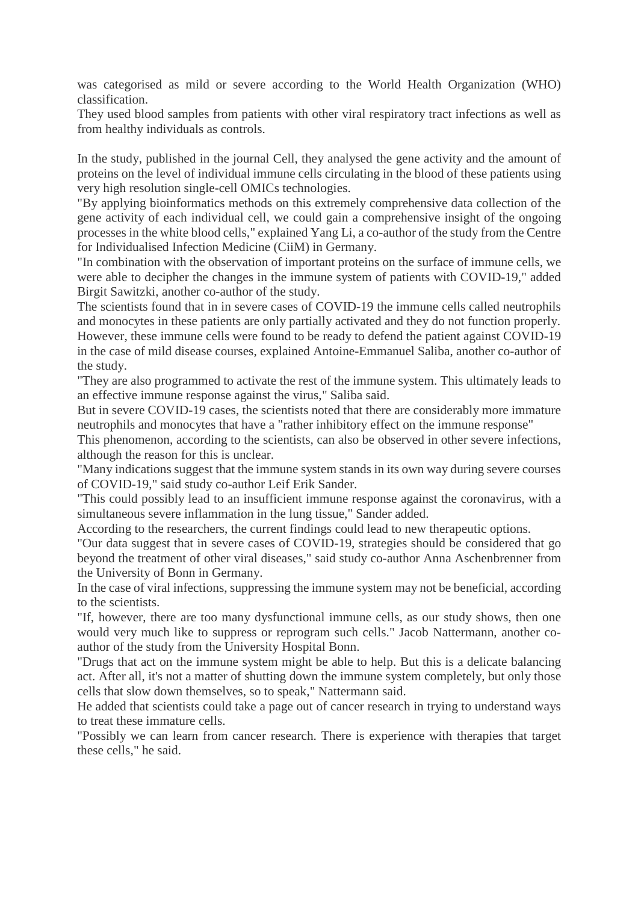was categorised as mild or severe according to the World Health Organization (WHO) classification.

They used blood samples from patients with other viral respiratory tract infections as well as from healthy individuals as controls.

In the study, published in the journal Cell, they analysed the gene activity and the amount of proteins on the level of individual immune cells circulating in the blood of these patients using very high resolution single-cell OMICs technologies.

"By applying bioinformatics methods on this extremely comprehensive data collection of the gene activity of each individual cell, we could gain a comprehensive insight of the ongoing processes in the white blood cells," explained Yang Li, a co-author of the study from the Centre for Individualised Infection Medicine (CiiM) in Germany.

"In combination with the observation of important proteins on the surface of immune cells, we were able to decipher the changes in the immune system of patients with COVID-19," added Birgit Sawitzki, another co-author of the study.

The scientists found that in in severe cases of COVID-19 the immune cells called neutrophils and monocytes in these patients are only partially activated and they do not function properly. However, these immune cells were found to be ready to defend the patient against COVID-19 in the case of mild disease courses, explained Antoine-Emmanuel Saliba, another co-author of the study.

"They are also programmed to activate the rest of the immune system. This ultimately leads to an effective immune response against the virus," Saliba said.

But in severe COVID-19 cases, the scientists noted that there are considerably more immature neutrophils and monocytes that have a "rather inhibitory effect on the immune response"

This phenomenon, according to the scientists, can also be observed in other severe infections, although the reason for this is unclear.

"Many indications suggest that the immune system stands in its own way during severe courses of COVID-19," said study co-author Leif Erik Sander.

"This could possibly lead to an insufficient immune response against the coronavirus, with a simultaneous severe inflammation in the lung tissue," Sander added.

According to the researchers, the current findings could lead to new therapeutic options.

"Our data suggest that in severe cases of COVID-19, strategies should be considered that go beyond the treatment of other viral diseases," said study co-author Anna Aschenbrenner from the University of Bonn in Germany.

In the case of viral infections, suppressing the immune system may not be beneficial, according to the scientists.

"If, however, there are too many dysfunctional immune cells, as our study shows, then one would very much like to suppress or reprogram such cells." Jacob Nattermann, another co-author of the study from the University Hospital Bonn.

"Drugs that act on the immune system might be able to help. But this is a delicate balancing act. After all, it's not a matter of shutting down the immune system completely, but only those cells that slow down themselves, so to speak," Nattermann said.

He added that scientists could take a page out of cancer research in trying to understand ways to treat these immature cells.

"Possibly we can learn from cancer research. There is experience with therapies that target these cells," he said.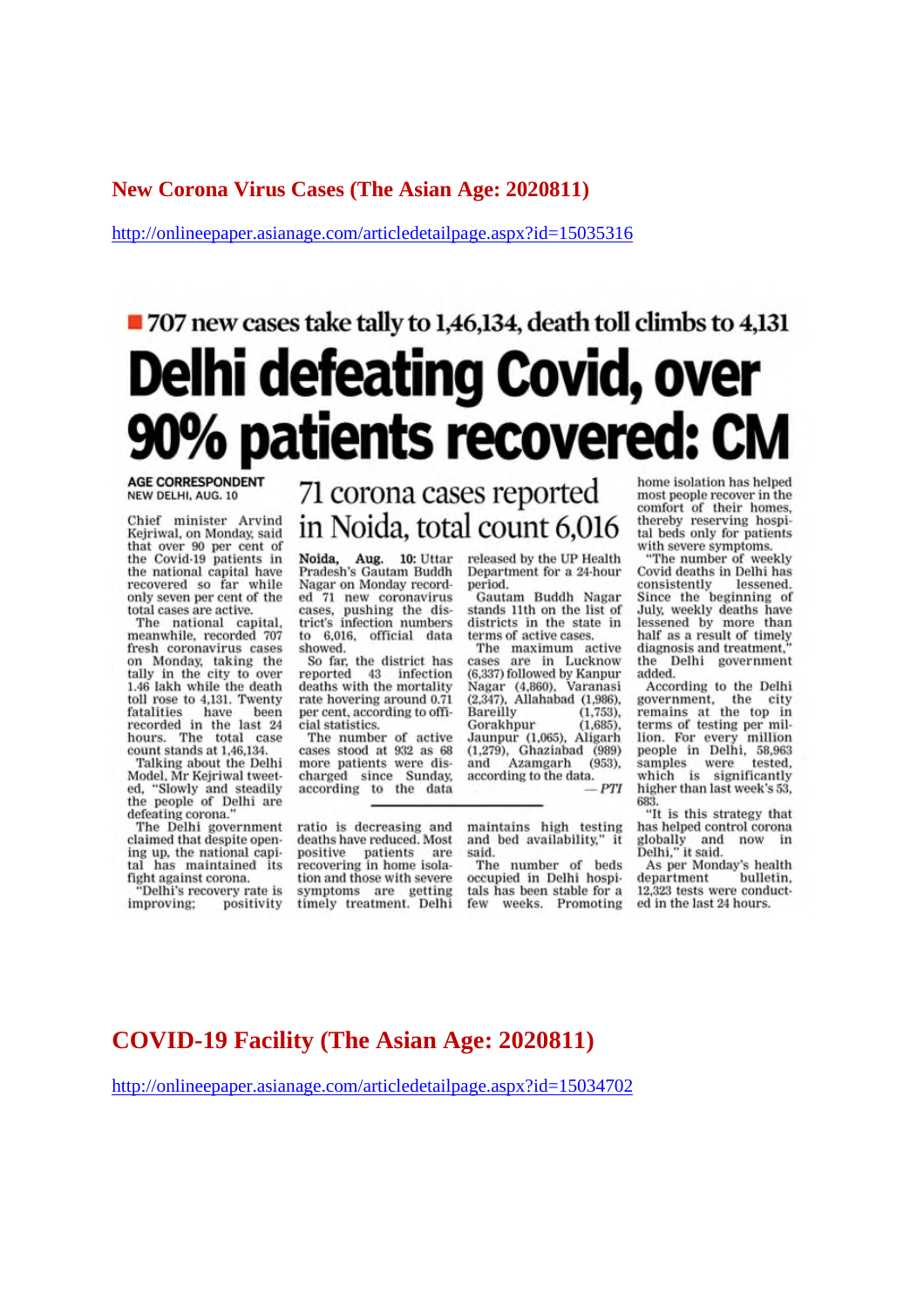## New Corona Virus Cases (The Asian Age: 2020811)

http://onlineepaper.asianage.com/articledetailpage.aspx?id=15035316

■ 707 new cases take tally to 1,46,134, death toll climbs to 4,131

# Delhi defeating Covid, over 90% patients recovered: CM

**AGE CORRESPONDENT**
NEW DELHI, AUG. 10

Chief minister Arvind Kejriwal, on Monday, said that over 90 per cent of the Covid-19 patients in the national capital have recovered so far while only seven per cent of the total cases are active.

The national capital, meanwhile, recorded 707 fresh coronavirus cases on Monday, taking the tally in the city to over 1.46 lakh while the death toll rose to 4,131. Twenty fatalities have been recorded in the last 24 hours. The total case count stands at 1,46,134.

Talking about the Delhi Model, Mr Kejriwal tweeted, "Slowly and steadily the people of Delhi are defeating corona."

The Delhi government claimed that despite opening up, the national capital has maintained its fight against corona.

"Delhi's recovery rate is improving; positivity ratio is decreasing and deaths have reduced. Most positive patients are recovering in home isolation and those with severe symptoms are getting timely treatment. Delhi maintains high testing and bed availability," it said.

The number of beds occupied in Delhi hospitals has been stable for a few weeks. Promoting home isolation has helped most people recover in the comfort of their homes, thereby reserving hospital beds only for patients with severe symptoms.

"The number of weekly Covid deaths in Delhi has consistently lessened. Since the beginning of July, weekly deaths have lessened by more than half as a result of timely diagnosis and treatment," the Delhi government added.

According to the Delhi government, the city remains at the top in terms of testing per million. For every million people in Delhi, 58,963 samples were tested, which is significantly higher than last week's 53,683.

"It is this strategy that has helped control corona globally and now in Delhi," it said.

As per Monday's health department bulletin, 12,323 tests were conducted in the last 24 hours.

### 71 corona cases reported in Noida, total count 6,016

**Noida, Aug. 10:** Uttar Pradesh's Gautam Buddh Nagar on Monday recorded 71 new coronavirus cases, pushing the district's infection numbers to 6,016, official data showed.

So far, the district has reported 43 infection deaths with the mortality rate hovering around 0.71 per cent, according to official statistics.

The number of active cases stood at 932 as 68 more patients were discharged since Sunday, according to the data released by the UP Health Department for a 24-hour period.

Gautam Buddh Nagar stands 11th on the list of districts in the state in terms of active cases.

The maximum active cases are in Lucknow (6,337) followed by Kanpur Nagar (4,860), Varanasi (2,347), Allahabad (1,986), Bareilly (1,753), Gorakhpur (1,685), Jaunpur (1,065), Aligarh (1,279), Ghaziabad (989) and Azamgarh (953), according to the data.

— *PTI*

## COVID-19 Facility (The Asian Age: 2020811)

http://onlineepaper.asianage.com/articledetailpage.aspx?id=15034702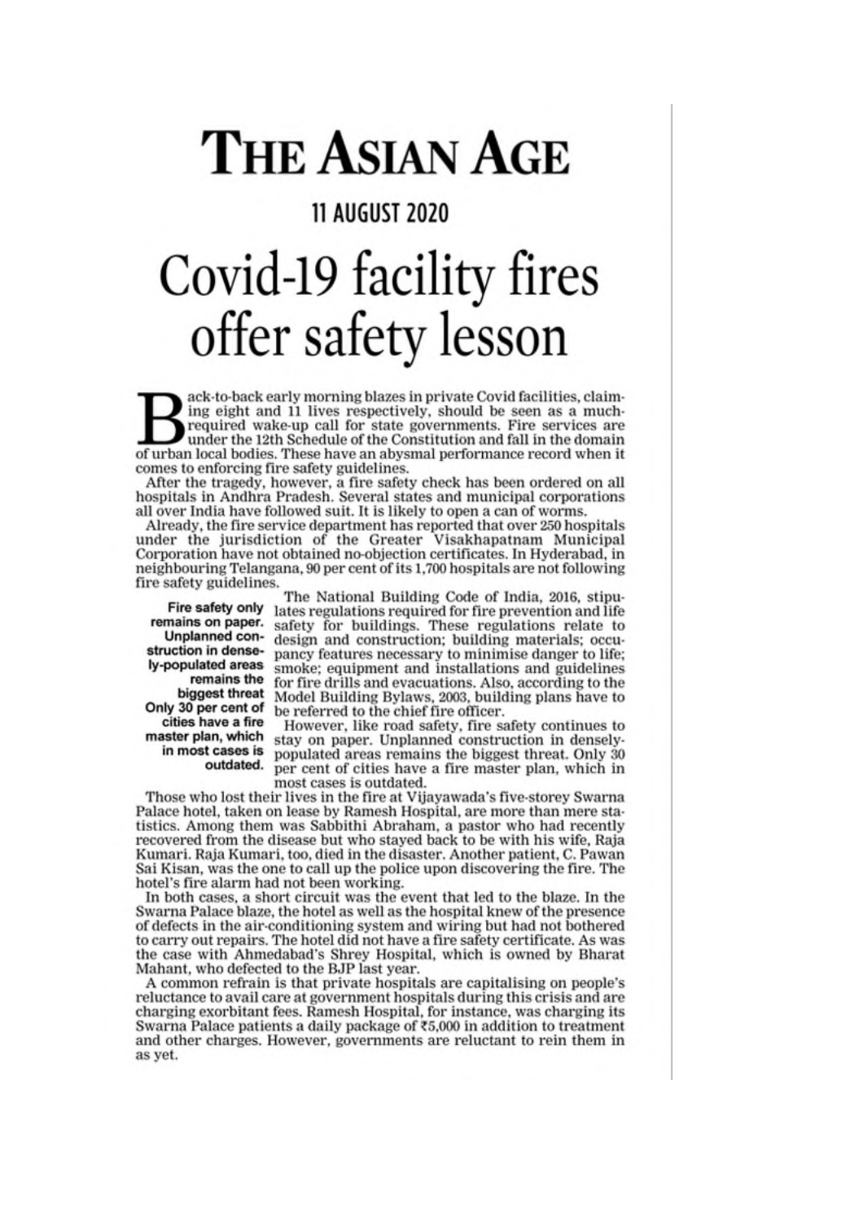# THE ASIAN AGE

## 11 AUGUST 2020

# Covid-19 facility fires offer safety lesson

Back-to-back early morning blazes in private Covid facilities, claiming eight and 11 lives respectively, should be seen as a much-required wake-up call for state governments. Fire services are under the 12th Schedule of the Constitution and fall in the domain of urban local bodies. These have an abysmal performance record when it comes to enforcing fire safety guidelines.

After the tragedy, however, a fire safety check has been ordered on all hospitals in Andhra Pradesh. Several states and municipal corporations all over India have followed suit. It is likely to open a can of worms.

Already, the fire service department has reported that over 250 hospitals under the jurisdiction of the Greater Visakhapatnam Municipal Corporation have not obtained no-objection certificates. In Hyderabad, in neighbouring Telangana, 90 per cent of its 1,700 hospitals are not following fire safety guidelines.

**Fire safety only remains on paper. Unplanned construction in densely-populated areas remains the biggest threat Only 30 per cent of cities have a fire master plan, which in most cases is outdated.**

The National Building Code of India, 2016, stipulates regulations required for fire prevention and life safety for buildings. These regulations relate to design and construction; building materials; occupancy features necessary to minimise danger to life; smoke; equipment and installations and guidelines for fire drills and evacuations. Also, according to the Model Building Bylaws, 2003, building plans have to be referred to the chief fire officer.

However, like road safety, fire safety continues to stay on paper. Unplanned construction in densely-populated areas remains the biggest threat. Only 30 per cent of cities have a fire master plan, which in most cases is outdated.

Those who lost their lives in the fire at Vijayawada's five-storey Swarna Palace hotel, taken on lease by Ramesh Hospital, are more than mere statistics. Among them was Sabbithi Abraham, a pastor who had recently recovered from the disease but who stayed back to be with his wife, Raja Kumari. Raja Kumari, too, died in the disaster. Another patient, C. Pawan Sai Kisan, was the one to call up the police upon discovering the fire. The hotel's fire alarm had not been working.

In both cases, a short circuit was the event that led to the blaze. In the Swarna Palace blaze, the hotel as well as the hospital knew of the presence of defects in the air-conditioning system and wiring but had not bothered to carry out repairs. The hotel did not have a fire safety certificate. As was the case with Ahmedabad's Shrey Hospital, which is owned by Bharat Mahant, who defected to the BJP last year.

A common refrain is that private hospitals are capitalising on people's reluctance to avail care at government hospitals during this crisis and are charging exorbitant fees. Ramesh Hospital, for instance, was charging its Swarna Palace patients a daily package of ₹5,000 in addition to treatment and other charges. However, governments are reluctant to rein them in as yet.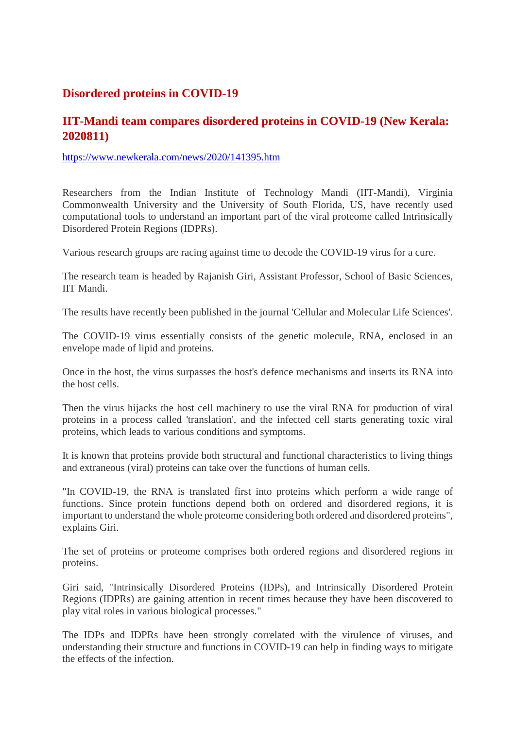## Disordered proteins in COVID-19

## IIT-Mandi team compares disordered proteins in COVID-19 (New Kerala: 2020811)

https://www.newkerala.com/news/2020/141395.htm

Researchers from the Indian Institute of Technology Mandi (IIT-Mandi), Virginia Commonwealth University and the University of South Florida, US, have recently used computational tools to understand an important part of the viral proteome called Intrinsically Disordered Protein Regions (IDPRs).

Various research groups are racing against time to decode the COVID-19 virus for a cure.

The research team is headed by Rajanish Giri, Assistant Professor, School of Basic Sciences, IIT Mandi.

The results have recently been published in the journal 'Cellular and Molecular Life Sciences'.

The COVID-19 virus essentially consists of the genetic molecule, RNA, enclosed in an envelope made of lipid and proteins.

Once in the host, the virus surpasses the host's defence mechanisms and inserts its RNA into the host cells.

Then the virus hijacks the host cell machinery to use the viral RNA for production of viral proteins in a process called 'translation', and the infected cell starts generating toxic viral proteins, which leads to various conditions and symptoms.

It is known that proteins provide both structural and functional characteristics to living things and extraneous (viral) proteins can take over the functions of human cells.

"In COVID-19, the RNA is translated first into proteins which perform a wide range of functions. Since protein functions depend both on ordered and disordered regions, it is important to understand the whole proteome considering both ordered and disordered proteins", explains Giri.

The set of proteins or proteome comprises both ordered regions and disordered regions in proteins.

Giri said, "Intrinsically Disordered Proteins (IDPs), and Intrinsically Disordered Protein Regions (IDPRs) are gaining attention in recent times because they have been discovered to play vital roles in various biological processes."

The IDPs and IDPRs have been strongly correlated with the virulence of viruses, and understanding their structure and functions in COVID-19 can help in finding ways to mitigate the effects of the infection.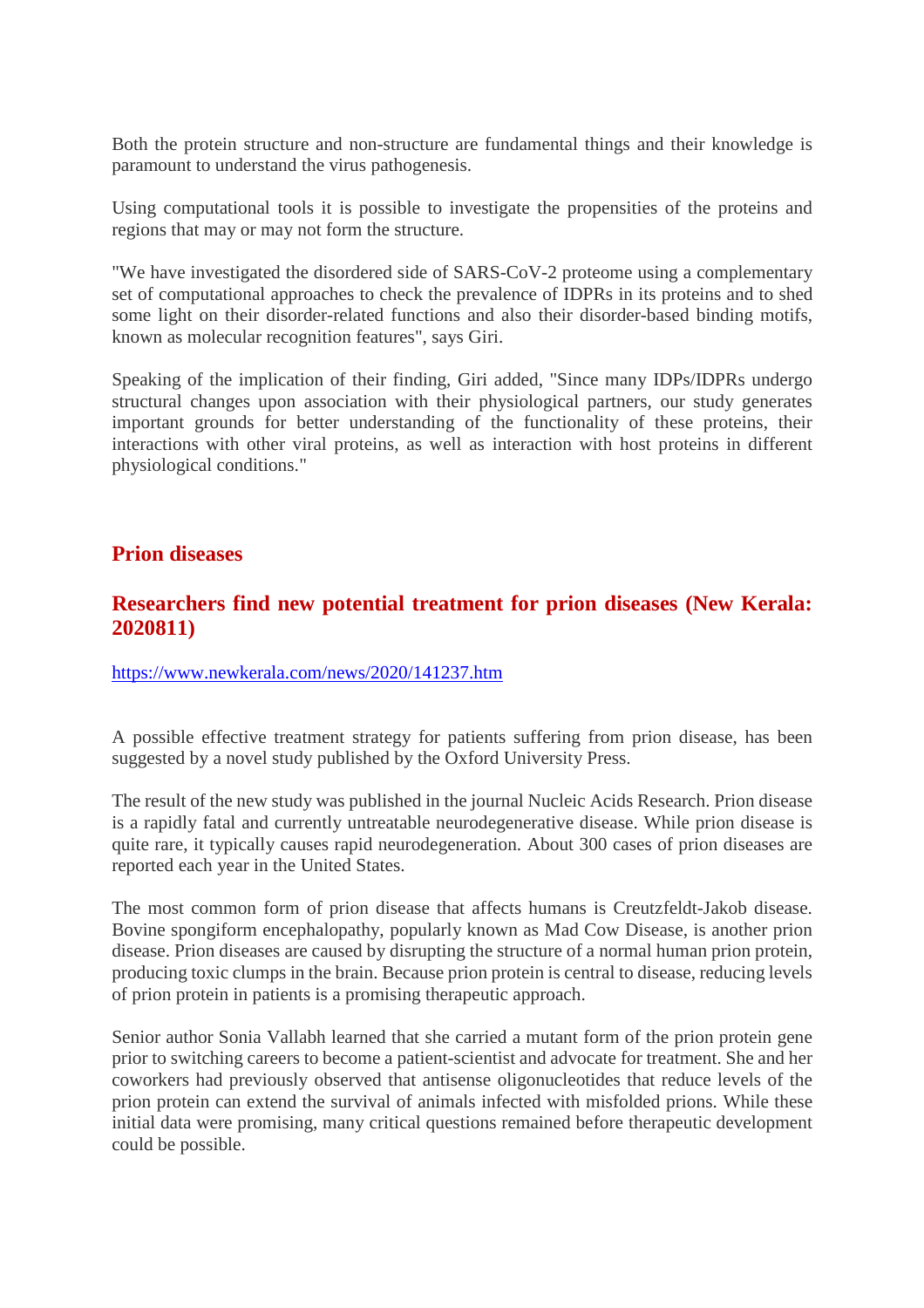Both the protein structure and non-structure are fundamental things and their knowledge is paramount to understand the virus pathogenesis.

Using computational tools it is possible to investigate the propensities of the proteins and regions that may or may not form the structure.

"We have investigated the disordered side of SARS-CoV-2 proteome using a complementary set of computational approaches to check the prevalence of IDPRs in its proteins and to shed some light on their disorder-related functions and also their disorder-based binding motifs, known as molecular recognition features", says Giri.

Speaking of the implication of their finding, Giri added, "Since many IDPs/IDPRs undergo structural changes upon association with their physiological partners, our study generates important grounds for better understanding of the functionality of these proteins, their interactions with other viral proteins, as well as interaction with host proteins in different physiological conditions."

## Prion diseases

### Researchers find new potential treatment for prion diseases (New Kerala: 2020811)

https://www.newkerala.com/news/2020/141237.htm

A possible effective treatment strategy for patients suffering from prion disease, has been suggested by a novel study published by the Oxford University Press.

The result of the new study was published in the journal Nucleic Acids Research. Prion disease is a rapidly fatal and currently untreatable neurodegenerative disease. While prion disease is quite rare, it typically causes rapid neurodegeneration. About 300 cases of prion diseases are reported each year in the United States.

The most common form of prion disease that affects humans is Creutzfeldt-Jakob disease. Bovine spongiform encephalopathy, popularly known as Mad Cow Disease, is another prion disease. Prion diseases are caused by disrupting the structure of a normal human prion protein, producing toxic clumps in the brain. Because prion protein is central to disease, reducing levels of prion protein in patients is a promising therapeutic approach.

Senior author Sonia Vallabh learned that she carried a mutant form of the prion protein gene prior to switching careers to become a patient-scientist and advocate for treatment. She and her coworkers had previously observed that antisense oligonucleotides that reduce levels of the prion protein can extend the survival of animals infected with misfolded prions. While these initial data were promising, many critical questions remained before therapeutic development could be possible.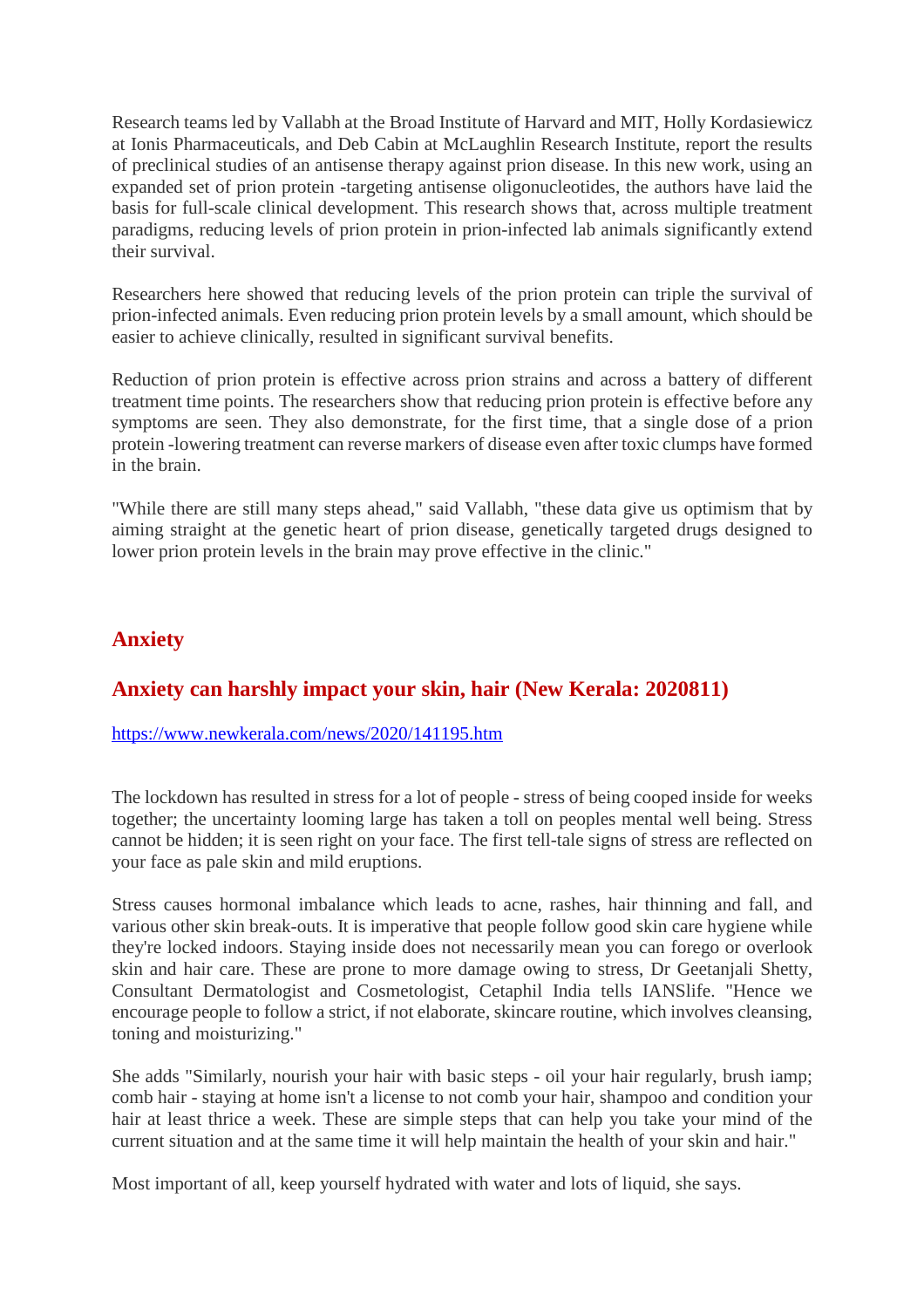Research teams led by Vallabh at the Broad Institute of Harvard and MIT, Holly Kordasiewicz at Ionis Pharmaceuticals, and Deb Cabin at McLaughlin Research Institute, report the results of preclinical studies of an antisense therapy against prion disease. In this new work, using an expanded set of prion protein -targeting antisense oligonucleotides, the authors have laid the basis for full-scale clinical development. This research shows that, across multiple treatment paradigms, reducing levels of prion protein in prion-infected lab animals significantly extend their survival.

Researchers here showed that reducing levels of the prion protein can triple the survival of prion-infected animals. Even reducing prion protein levels by a small amount, which should be easier to achieve clinically, resulted in significant survival benefits.

Reduction of prion protein is effective across prion strains and across a battery of different treatment time points. The researchers show that reducing prion protein is effective before any symptoms are seen. They also demonstrate, for the first time, that a single dose of a prion protein -lowering treatment can reverse markers of disease even after toxic clumps have formed in the brain.

"While there are still many steps ahead," said Vallabh, "these data give us optimism that by aiming straight at the genetic heart of prion disease, genetically targeted drugs designed to lower prion protein levels in the brain may prove effective in the clinic."

## Anxiety

### Anxiety can harshly impact your skin, hair (New Kerala: 2020811)

https://www.newkerala.com/news/2020/141195.htm

The lockdown has resulted in stress for a lot of people - stress of being cooped inside for weeks together; the uncertainty looming large has taken a toll on peoples mental well being. Stress cannot be hidden; it is seen right on your face. The first tell-tale signs of stress are reflected on your face as pale skin and mild eruptions.

Stress causes hormonal imbalance which leads to acne, rashes, hair thinning and fall, and various other skin break-outs. It is imperative that people follow good skin care hygiene while they're locked indoors. Staying inside does not necessarily mean you can forego or overlook skin and hair care. These are prone to more damage owing to stress, Dr Geetanjali Shetty, Consultant Dermatologist and Cosmetologist, Cetaphil India tells IANSlife. "Hence we encourage people to follow a strict, if not elaborate, skincare routine, which involves cleansing, toning and moisturizing."

She adds "Similarly, nourish your hair with basic steps - oil your hair regularly, brush iamp; comb hair - staying at home isn't a license to not comb your hair, shampoo and condition your hair at least thrice a week. These are simple steps that can help you take your mind of the current situation and at the same time it will help maintain the health of your skin and hair."

Most important of all, keep yourself hydrated with water and lots of liquid, she says.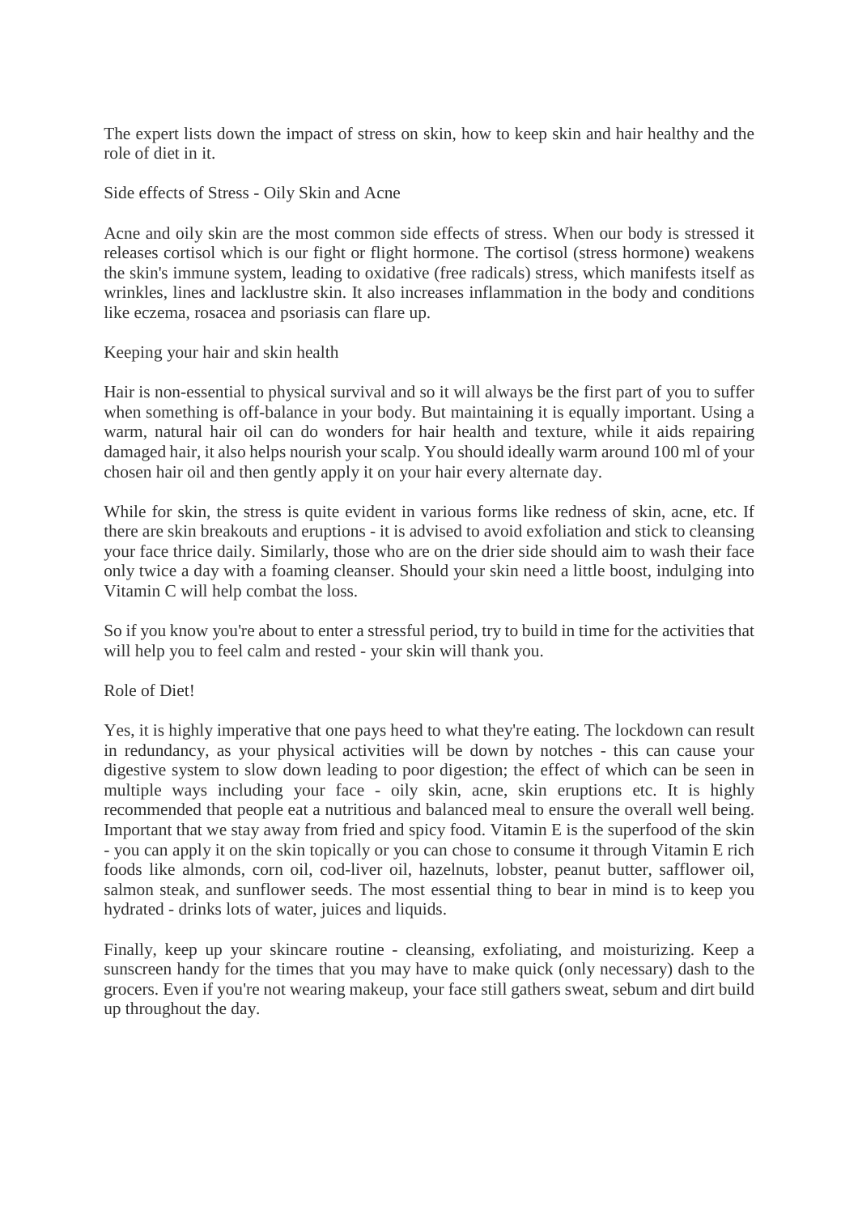The expert lists down the impact of stress on skin, how to keep skin and hair healthy and the role of diet in it.

## Side effects of Stress - Oily Skin and Acne

Acne and oily skin are the most common side effects of stress. When our body is stressed it releases cortisol which is our fight or flight hormone. The cortisol (stress hormone) weakens the skin's immune system, leading to oxidative (free radicals) stress, which manifests itself as wrinkles, lines and lacklustre skin. It also increases inflammation in the body and conditions like eczema, rosacea and psoriasis can flare up.

## Keeping your hair and skin health

Hair is non-essential to physical survival and so it will always be the first part of you to suffer when something is off-balance in your body. But maintaining it is equally important. Using a warm, natural hair oil can do wonders for hair health and texture, while it aids repairing damaged hair, it also helps nourish your scalp. You should ideally warm around 100 ml of your chosen hair oil and then gently apply it on your hair every alternate day.

While for skin, the stress is quite evident in various forms like redness of skin, acne, etc. If there are skin breakouts and eruptions - it is advised to avoid exfoliation and stick to cleansing your face thrice daily. Similarly, those who are on the drier side should aim to wash their face only twice a day with a foaming cleanser. Should your skin need a little boost, indulging into Vitamin C will help combat the loss.

So if you know you're about to enter a stressful period, try to build in time for the activities that will help you to feel calm and rested - your skin will thank you.

## Role of Diet!

Yes, it is highly imperative that one pays heed to what they're eating. The lockdown can result in redundancy, as your physical activities will be down by notches - this can cause your digestive system to slow down leading to poor digestion; the effect of which can be seen in multiple ways including your face - oily skin, acne, skin eruptions etc. It is highly recommended that people eat a nutritious and balanced meal to ensure the overall well being. Important that we stay away from fried and spicy food. Vitamin E is the superfood of the skin - you can apply it on the skin topically or you can chose to consume it through Vitamin E rich foods like almonds, corn oil, cod-liver oil, hazelnuts, lobster, peanut butter, safflower oil, salmon steak, and sunflower seeds. The most essential thing to bear in mind is to keep you hydrated - drinks lots of water, juices and liquids.

Finally, keep up your skincare routine - cleansing, exfoliating, and moisturizing. Keep a sunscreen handy for the times that you may have to make quick (only necessary) dash to the grocers. Even if you're not wearing makeup, your face still gathers sweat, sebum and dirt build up throughout the day.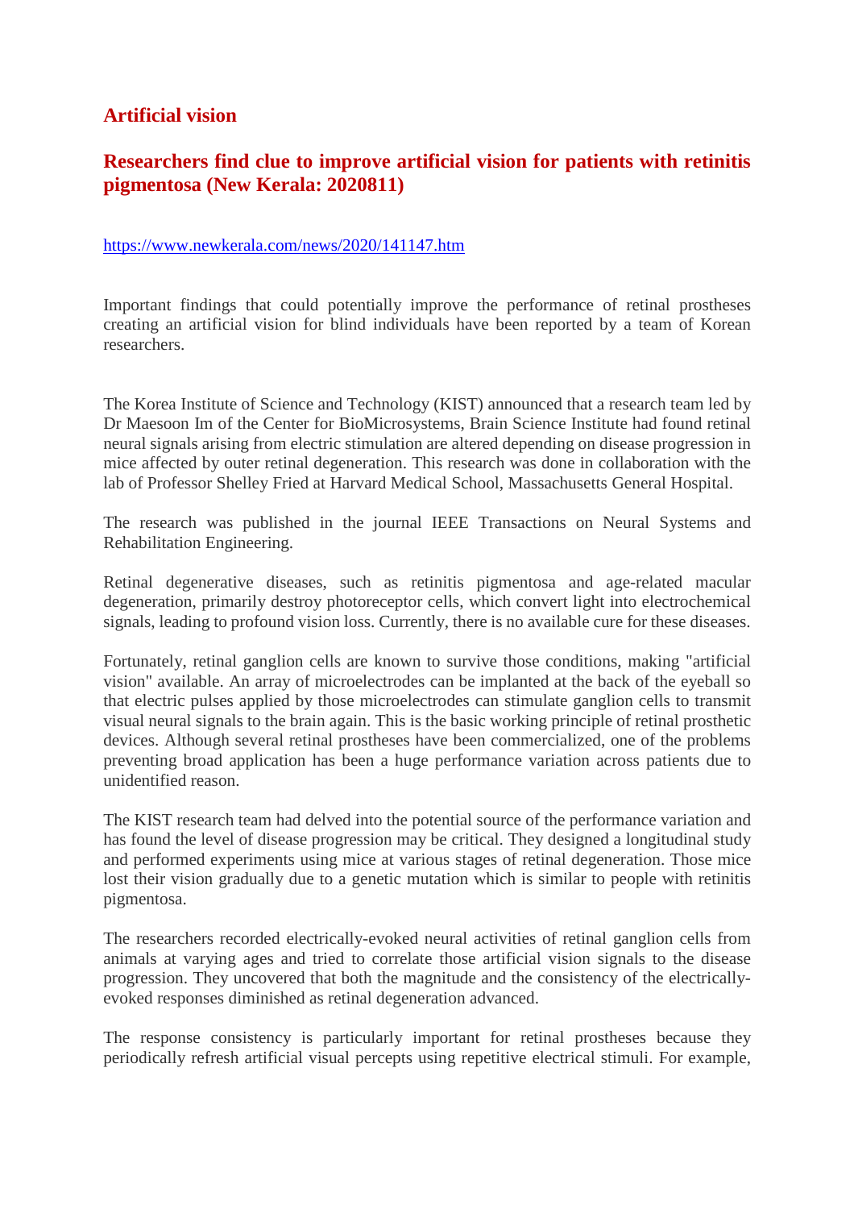## Artificial vision

### Researchers find clue to improve artificial vision for patients with retinitis pigmentosa (New Kerala: 2020811)

https://www.newkerala.com/news/2020/141147.htm

Important findings that could potentially improve the performance of retinal prostheses creating an artificial vision for blind individuals have been reported by a team of Korean researchers.

The Korea Institute of Science and Technology (KIST) announced that a research team led by Dr Maesoon Im of the Center for BioMicrosystems, Brain Science Institute had found retinal neural signals arising from electric stimulation are altered depending on disease progression in mice affected by outer retinal degeneration. This research was done in collaboration with the lab of Professor Shelley Fried at Harvard Medical School, Massachusetts General Hospital.

The research was published in the journal IEEE Transactions on Neural Systems and Rehabilitation Engineering.

Retinal degenerative diseases, such as retinitis pigmentosa and age-related macular degeneration, primarily destroy photoreceptor cells, which convert light into electrochemical signals, leading to profound vision loss. Currently, there is no available cure for these diseases.

Fortunately, retinal ganglion cells are known to survive those conditions, making "artificial vision" available. An array of microelectrodes can be implanted at the back of the eyeball so that electric pulses applied by those microelectrodes can stimulate ganglion cells to transmit visual neural signals to the brain again. This is the basic working principle of retinal prosthetic devices. Although several retinal prostheses have been commercialized, one of the problems preventing broad application has been a huge performance variation across patients due to unidentified reason.

The KIST research team had delved into the potential source of the performance variation and has found the level of disease progression may be critical. They designed a longitudinal study and performed experiments using mice at various stages of retinal degeneration. Those mice lost their vision gradually due to a genetic mutation which is similar to people with retinitis pigmentosa.

The researchers recorded electrically-evoked neural activities of retinal ganglion cells from animals at varying ages and tried to correlate those artificial vision signals to the disease progression. They uncovered that both the magnitude and the consistency of the electrically-evoked responses diminished as retinal degeneration advanced.

The response consistency is particularly important for retinal prostheses because they periodically refresh artificial visual percepts using repetitive electrical stimuli. For example,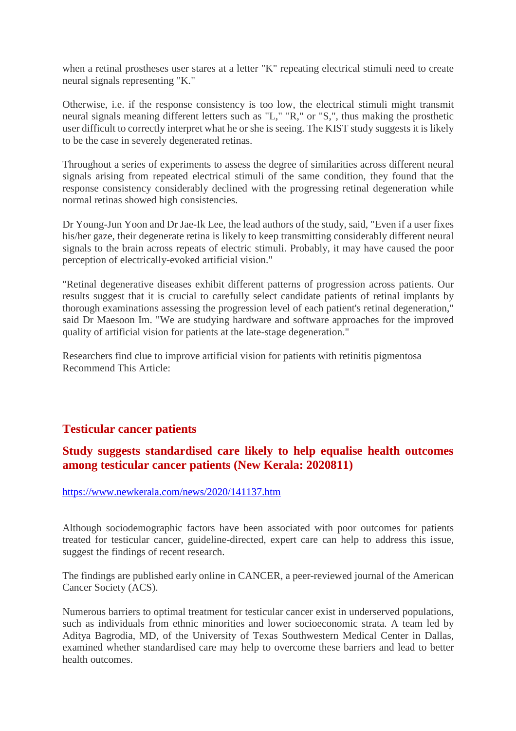when a retinal prostheses user stares at a letter "K" repeating electrical stimuli need to create neural signals representing "K."

Otherwise, i.e. if the response consistency is too low, the electrical stimuli might transmit neural signals meaning different letters such as "L," "R," or "S,", thus making the prosthetic user difficult to correctly interpret what he or she is seeing. The KIST study suggests it is likely to be the case in severely degenerated retinas.

Throughout a series of experiments to assess the degree of similarities across different neural signals arising from repeated electrical stimuli of the same condition, they found that the response consistency considerably declined with the progressing retinal degeneration while normal retinas showed high consistencies.

Dr Young-Jun Yoon and Dr Jae-Ik Lee, the lead authors of the study, said, "Even if a user fixes his/her gaze, their degenerate retina is likely to keep transmitting considerably different neural signals to the brain across repeats of electric stimuli. Probably, it may have caused the poor perception of electrically-evoked artificial vision."

"Retinal degenerative diseases exhibit different patterns of progression across patients. Our results suggest that it is crucial to carefully select candidate patients of retinal implants by thorough examinations assessing the progression level of each patient's retinal degeneration," said Dr Maesoon Im. "We are studying hardware and software approaches for the improved quality of artificial vision for patients at the late-stage degeneration."

Researchers find clue to improve artificial vision for patients with retinitis pigmentosa
Recommend This Article:

## Testicular cancer patients

### Study suggests standardised care likely to help equalise health outcomes among testicular cancer patients (New Kerala: 2020811)

https://www.newkerala.com/news/2020/141137.htm

Although sociodemographic factors have been associated with poor outcomes for patients treated for testicular cancer, guideline-directed, expert care can help to address this issue, suggest the findings of recent research.

The findings are published early online in CANCER, a peer-reviewed journal of the American Cancer Society (ACS).

Numerous barriers to optimal treatment for testicular cancer exist in underserved populations, such as individuals from ethnic minorities and lower socioeconomic strata. A team led by Aditya Bagrodia, MD, of the University of Texas Southwestern Medical Center in Dallas, examined whether standardised care may help to overcome these barriers and lead to better health outcomes.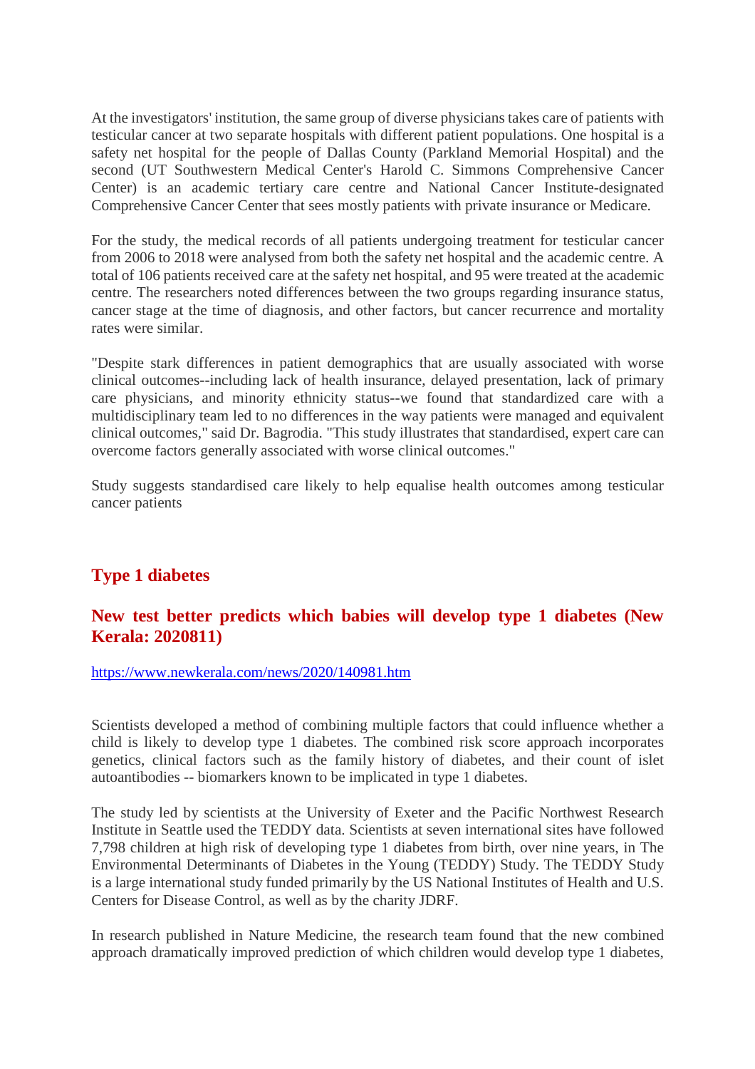At the investigators' institution, the same group of diverse physicians takes care of patients with testicular cancer at two separate hospitals with different patient populations. One hospital is a safety net hospital for the people of Dallas County (Parkland Memorial Hospital) and the second (UT Southwestern Medical Center's Harold C. Simmons Comprehensive Cancer Center) is an academic tertiary care centre and National Cancer Institute-designated Comprehensive Cancer Center that sees mostly patients with private insurance or Medicare.

For the study, the medical records of all patients undergoing treatment for testicular cancer from 2006 to 2018 were analysed from both the safety net hospital and the academic centre. A total of 106 patients received care at the safety net hospital, and 95 were treated at the academic centre. The researchers noted differences between the two groups regarding insurance status, cancer stage at the time of diagnosis, and other factors, but cancer recurrence and mortality rates were similar.

"Despite stark differences in patient demographics that are usually associated with worse clinical outcomes--including lack of health insurance, delayed presentation, lack of primary care physicians, and minority ethnicity status--we found that standardized care with a multidisciplinary team led to no differences in the way patients were managed and equivalent clinical outcomes," said Dr. Bagrodia. "This study illustrates that standardised, expert care can overcome factors generally associated with worse clinical outcomes."

Study suggests standardised care likely to help equalise health outcomes among testicular cancer patients

## Type 1 diabetes

### New test better predicts which babies will develop type 1 diabetes (New Kerala: 2020811)

https://www.newkerala.com/news/2020/140981.htm

Scientists developed a method of combining multiple factors that could influence whether a child is likely to develop type 1 diabetes. The combined risk score approach incorporates genetics, clinical factors such as the family history of diabetes, and their count of islet autoantibodies -- biomarkers known to be implicated in type 1 diabetes.

The study led by scientists at the University of Exeter and the Pacific Northwest Research Institute in Seattle used the TEDDY data. Scientists at seven international sites have followed 7,798 children at high risk of developing type 1 diabetes from birth, over nine years, in The Environmental Determinants of Diabetes in the Young (TEDDY) Study. The TEDDY Study is a large international study funded primarily by the US National Institutes of Health and U.S. Centers for Disease Control, as well as by the charity JDRF.

In research published in Nature Medicine, the research team found that the new combined approach dramatically improved prediction of which children would develop type 1 diabetes,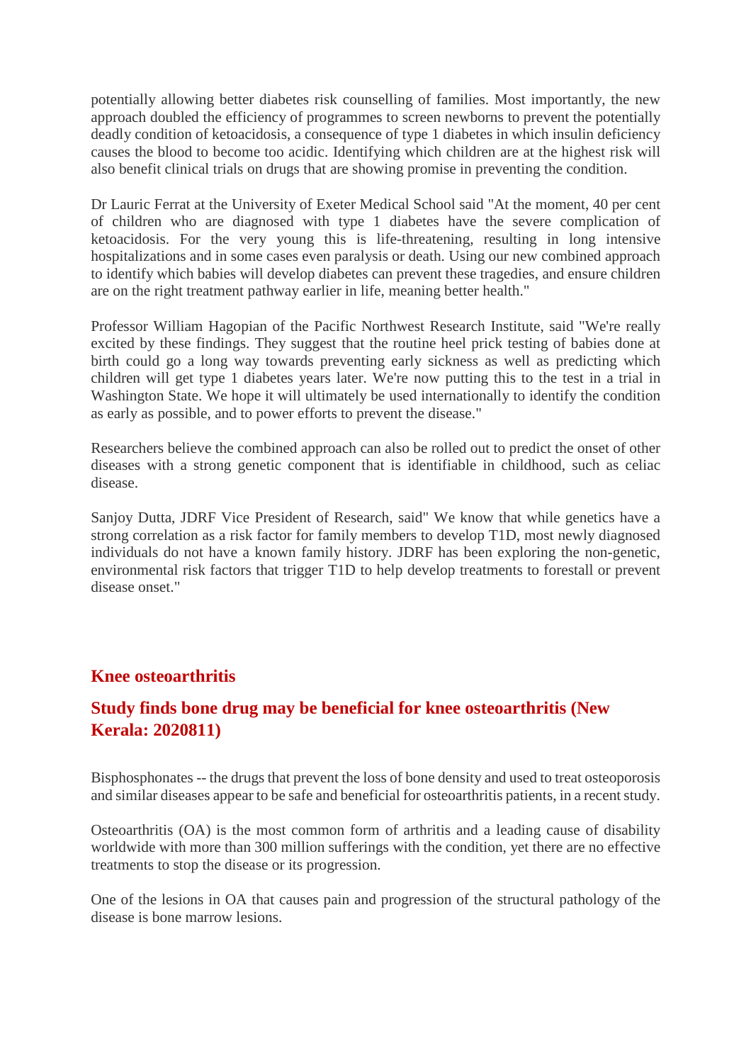potentially allowing better diabetes risk counselling of families. Most importantly, the new approach doubled the efficiency of programmes to screen newborns to prevent the potentially deadly condition of ketoacidosis, a consequence of type 1 diabetes in which insulin deficiency causes the blood to become too acidic. Identifying which children are at the highest risk will also benefit clinical trials on drugs that are showing promise in preventing the condition.

Dr Lauric Ferrat at the University of Exeter Medical School said "At the moment, 40 per cent of children who are diagnosed with type 1 diabetes have the severe complication of ketoacidosis. For the very young this is life-threatening, resulting in long intensive hospitalizations and in some cases even paralysis or death. Using our new combined approach to identify which babies will develop diabetes can prevent these tragedies, and ensure children are on the right treatment pathway earlier in life, meaning better health."

Professor William Hagopian of the Pacific Northwest Research Institute, said "We're really excited by these findings. They suggest that the routine heel prick testing of babies done at birth could go a long way towards preventing early sickness as well as predicting which children will get type 1 diabetes years later. We're now putting this to the test in a trial in Washington State. We hope it will ultimately be used internationally to identify the condition as early as possible, and to power efforts to prevent the disease."

Researchers believe the combined approach can also be rolled out to predict the onset of other diseases with a strong genetic component that is identifiable in childhood, such as celiac disease.

Sanjoy Dutta, JDRF Vice President of Research, said" We know that while genetics have a strong correlation as a risk factor for family members to develop T1D, most newly diagnosed individuals do not have a known family history. JDRF has been exploring the non-genetic, environmental risk factors that trigger T1D to help develop treatments to forestall or prevent disease onset."

## Knee osteoarthritis

### Study finds bone drug may be beneficial for knee osteoarthritis (New Kerala: 2020811)

Bisphosphonates -- the drugs that prevent the loss of bone density and used to treat osteoporosis and similar diseases appear to be safe and beneficial for osteoarthritis patients, in a recent study.

Osteoarthritis (OA) is the most common form of arthritis and a leading cause of disability worldwide with more than 300 million sufferings with the condition, yet there are no effective treatments to stop the disease or its progression.

One of the lesions in OA that causes pain and progression of the structural pathology of the disease is bone marrow lesions.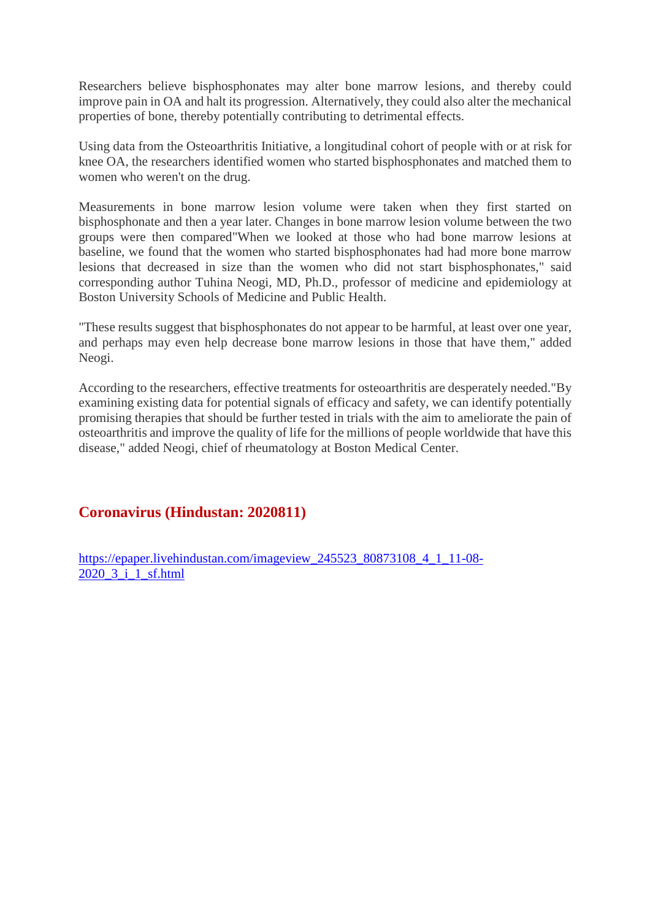Researchers believe bisphosphonates may alter bone marrow lesions, and thereby could improve pain in OA and halt its progression. Alternatively, they could also alter the mechanical properties of bone, thereby potentially contributing to detrimental effects.

Using data from the Osteoarthritis Initiative, a longitudinal cohort of people with or at risk for knee OA, the researchers identified women who started bisphosphonates and matched them to women who weren't on the drug.

Measurements in bone marrow lesion volume were taken when they first started on bisphosphonate and then a year later. Changes in bone marrow lesion volume between the two groups were then compared"When we looked at those who had bone marrow lesions at baseline, we found that the women who started bisphosphonates had had more bone marrow lesions that decreased in size than the women who did not start bisphosphonates," said corresponding author Tuhina Neogi, MD, Ph.D., professor of medicine and epidemiology at Boston University Schools of Medicine and Public Health.

"These results suggest that bisphosphonates do not appear to be harmful, at least over one year, and perhaps may even help decrease bone marrow lesions in those that have them," added Neogi.

According to the researchers, effective treatments for osteoarthritis are desperately needed."By examining existing data for potential signals of efficacy and safety, we can identify potentially promising therapies that should be further tested in trials with the aim to ameliorate the pain of osteoarthritis and improve the quality of life for the millions of people worldwide that have this disease," added Neogi, chief of rheumatology at Boston Medical Center.

## **Coronavirus (Hindustan: 2020811)**

https://epaper.livehindustan.com/imageview_245523_80873108_4_1_11-08-2020_3_i_1_sf.html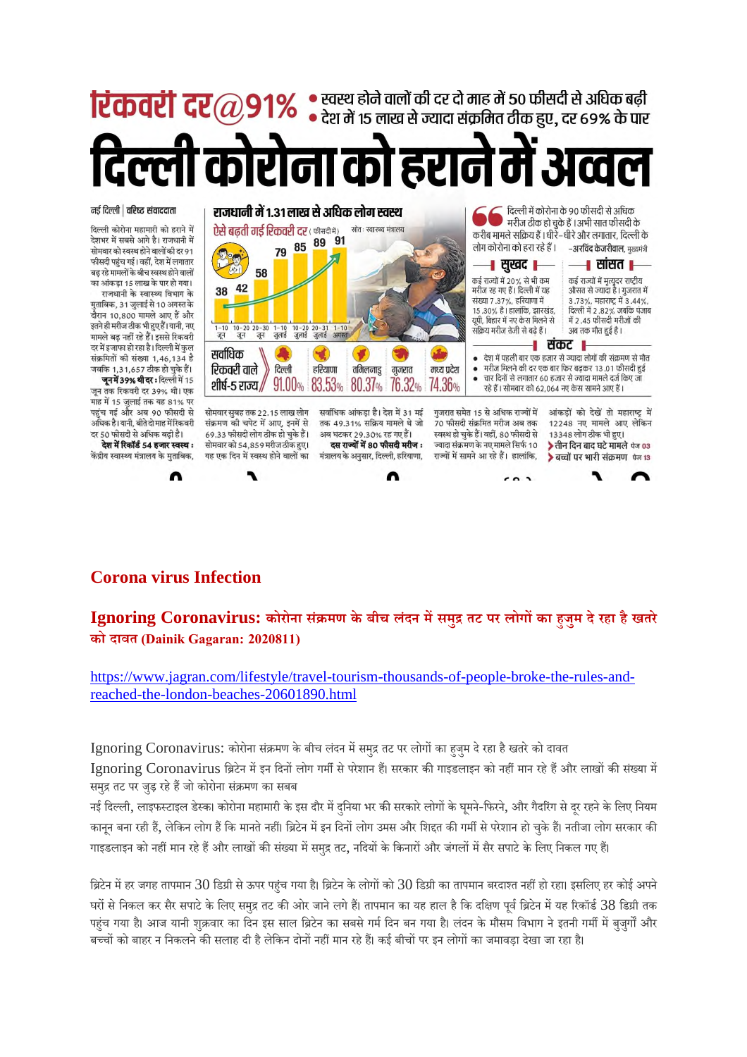# रिकवरी दर@91%

- स्वस्थ होने वालों की दर दो माह में 50 फीसदी से अधिक बढ़ी
- देश में 15 लाख से ज्यादा संक्रमित ठीक हुए, दर 69% के पार

# दिल्ली कोरोना को हराने में अव्वल

नई दिल्ली | वरिष्ठ संवाददाता

दिल्ली कोरोना महामारी को हराने में देशभर में सबसे आगे है। राजधानी में सोमवार को स्वस्थ होने वालों की दर 91 फीसदी पहुंच गई। वहीं, देश में लगातार बढ़ रहे मामलों के बीच स्वस्थ होने वालों का आंकड़ा 15 लाख के पार हो गया।

राजधानी के स्वास्थ्य विभाग के मुताबिक, 31 जुलाई से 10 अगस्त के दौरान 10,800 मामले आए हैं और इतने ही मरीज ठीक भी हुए हैं। यानी, नए मामले बढ़ नहीं रहे हैं। इससे रिकवरी दर में इजाफा हो रहा है। दिल्ली में कुल संक्रमितों की संख्या 1,46,134 है जबकि 1,31,657 ठीक हो चुके हैं।

**जून में 39% थी दर :** दिल्ली में 15 जून तक रिकवरी दर 39% थी। एक माह में 15 जुलाई तक यह 81% पर पहुंच गई और अब 90 फीसदी से अधिक है। यानी, बीते दो माह में रिकवरी दर 50 फीसदी से अधिक बढ़ी है।

**देश में रिकॉर्ड 54 हजार स्वस्थ :** केंद्रीय स्वास्थ्य मंत्रालय के मुताबिक, सोमवार सुबह तक 22.15 लाख लोग संक्रमण की चपेट में आए, इनमें से 69.33 फीसदी लोग ठीक हो चुके हैं। सोमवार को 54,859 मरीज ठीक हुए। यह एक दिन में स्वस्थ होने वालों का सर्वाधिक आंकड़ा है। देश में 31 मई तक 49.31% सक्रिय मामले थे जो अब घटकर 29.30% रह गए हैं।

**दस राज्यों में 80 फीसदी मरीज :** मंत्रालय के अनुसार, दिल्ली, हरियाणा, गुजरात समेत 15 से अधिक राज्यों में 70 फीसदी संक्रमित मरीज अब तक स्वस्थ हो चुके हैं। वहीं, 80 फीसदी से ज्यादा संक्रमण के नए मामले सिर्फ 10 राज्यों में सामने आ रहे हैं। हालांकि, आंकड़ों को देखें तो महाराष्ट्र में 12248 नए मामले आए लेकिन 13348 लोग ठीक भी हुए।

## राजधानी में 1.31 लाख से अधिक लोग स्वस्थ

ऐसे बढ़ती गई रिकवरी दर (फीसदी में) स्रोत: स्वास्थ्य मंत्रालय

| 1-10 जून | 10-20 जून | 20-30 जून | 1-10 जुलाई | 10-20 जुलाई | 20-31 जुलाई | 1-10 अगस्त |
|---|---|---|---|---|---|---|
| 38 | 42 | 58 | 79 | 85 | 89 | 91 |

सर्वाधिक रिकवरी वाले शीर्ष-5 राज्य

| दिल्ली | हरियाणा | तमिलनाडु | गुजरात | मध्य प्रदेश |
|---|---|---|---|---|
| 91.00% | 83.53% | 80.37% | 76.32% | 74.36% |

> दिल्ली में कोरोना के 90 फीसदी से अधिक मरीज ठीक हो चुके हैं। अभी सात फीसदी के करीब मामले सक्रिय हैं। धीरे-धीरे और लगातार, दिल्ली के लोग कोरोना को हरा रहे हैं।
>
> -अरविंद केजरीवाल, मुख्यमंत्री

### सुखद

कई राज्यों में 20% से भी कम मरीज रह गए हैं। दिल्ली में यह संख्या 7.37%, हरियाणा में 15.30% है। हालांकि, झारखंड, यूपी, बिहार में नए केस मिलने से सक्रिय मरीज तेजी से बढ़े हैं।

### सांसत

कई राज्यों में मृत्युदर राष्ट्रीय औसत से ज्यादा है। गुजरात में 3.73%, महाराष्ट्र में 3.44%, दिल्ली में 2.82% जबकि पंजाब में 2.45 फीसदी मरीजों की अब तक मौत हुई है।

### संकट

- देश में पहली बार एक हजार से ज्यादा लोगों की संक्रमण से मौत
- मरीज मिलने की दर एक बार फिर बढ़कर 13.01 फीसदी हुई
- चार दिनों से लगातार 60 हजार से ज्यादा मामले दर्ज किए जा रहे हैं। सोमवार को 62,064 नए केस सामने आए हैं।

➤ तीन दिन बाद घटे मामले पेज 03

➤ बच्चों पर भारी संक्रमण पेज 13

## Corona virus Infection

### Ignoring Coronavirus: कोरोना संक्रमण के बीच लंदन में समुद्र तट पर लोगों का हुजुम दे रहा है खतरे को दावत (Dainik Gagaran: 2020811)

https://www.jagran.com/lifestyle/travel-tourism-thousands-of-people-broke-the-rules-and-reached-the-london-beaches-20601890.html

Ignoring Coronavirus: कोरोना संक्रमण के बीच लंदन में समुद्र तट पर लोगों का हुजुम दे रहा है खतरे को दावत

Ignoring Coronavirus ब्रिटेन में इन दिनों लोग गर्मी से परेशान हैं। सरकार की गाइडलाइन को नहीं मान रहे हैं और लाखों की संख्या में समुद्र तट पर जुड़ रहे हैं जो कोरोना संक्रमण का सबब

नई दिल्ली, लाइफस्टाइल डेस्क। कोरोना महामारी के इस दौर में दुनिया भर की सरकारे लोगों के घूमने-फिरने, और गैदरिंग से दूर रहने के लिए नियम कानून बना रही हैं, लेकिन लोग हैं कि मानते नहीं। ब्रिटेन में इन दिनों लोग उमस और शिद्दत की गर्मी से परेशान हो चुके हैं। नतीजा लोग सरकार की गाइडलाइन को नहीं मान रहे हैं और लाखों की संख्या में समुद्र तट, नदियों के किनारों और जंगलों में सैर सपाटे के लिए निकल गए हैं।

ब्रिटेन में हर जगह तापमान 30 डिग्री से ऊपर पहुंच गया है। ब्रिटेन के लोगों को 30 डिग्री का तापमान बरदाश्त नहीं हो रहा। इसलिए हर कोई अपने घरों से निकल कर सैर सपाटे के लिए समुद्र तट की ओर जाने लगे हैं। तापमान का यह हाल है कि दक्षिण पूर्व ब्रिटेन में यह रिकॉर्ड 38 डिग्री तक पहुंच गया है। आज यानी शुक्रवार का दिन इस साल ब्रिटेन का सबसे गर्म दिन बन गया है। लंदन के मौसम विभाग ने इतनी गर्मी में बुजुर्गों और बच्चों को बाहर न निकलने की सलाह दी है लेकिन दोनों नहीं मान रहे हैं। कई बीचों पर इन लोगों का जमावड़ा देखा जा रहा है।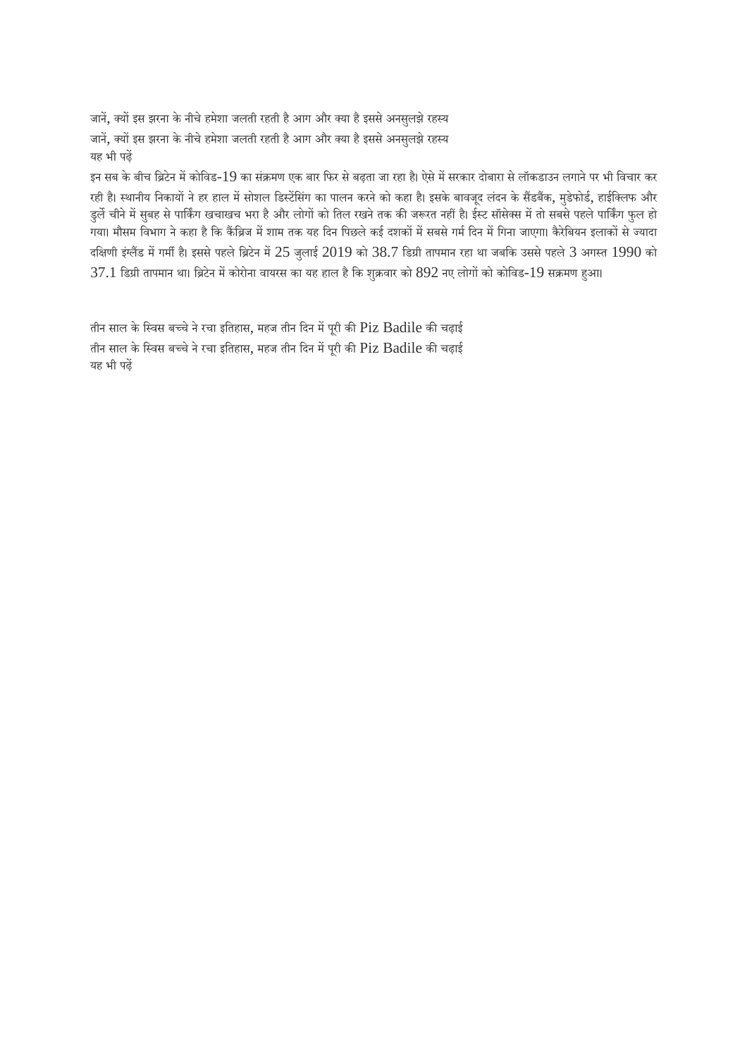जानें, क्यों इस झरना के नीचे हमेशा जलती रहती है आग और क्या है इससे अनसुलझे रहस्य

जानें, क्यों इस झरना के नीचे हमेशा जलती रहती है आग और क्या है इससे अनसुलझे रहस्य

यह भी पढ़ें

इन सब के बीच ब्रिटेन में कोविड-19 का संक्रमण एक बार फिर से बढ़ता जा रहा है। ऐसे में सरकार दोबारा से लॉकडाउन लगाने पर भी विचार कर रही है। स्थानीय निकायों ने हर हाल में सोशल डिस्टेंसिंग का पालन करने को कहा है। इसके बावजूद लंदन के सैंडबैंक, मुडेफोर्ड, हाईक्लिफ और डुर्ले चीने में सुबह से पार्किंग खचाखच भरा है और लोगों को तिल रखने तक की जरूरत नहीं है। ईस्ट सॉसेक्स में तो सबसे पहले पार्किंग फुल हो गया। मौसम विभाग ने कहा है कि कैंब्रिज में शाम तक यह दिन पिछले कई दशकों में सबसे गर्म दिन में गिना जाएगा। कैरेबियन इलाकों से ज्यादा दक्षिणी इंग्लैंड में गर्मी है। इससे पहले ब्रिटेन में 25 जुलाई 2019 को 38.7 डिग्री तापमान रहा था जबकि उससे पहले 3 अगस्त 1990 को 37.1 डिग्री तापमान था। ब्रिटेन में कोरोना वायरस का यह हाल है कि शुक्रवार को 892 नए लोगों को कोविड-19 सक्रमण हुआ।

तीन साल के स्विस बच्चे ने रचा इतिहास, महज तीन दिन में पूरी की Piz Badile की चढ़ाई

तीन साल के स्विस बच्चे ने रचा इतिहास, महज तीन दिन में पूरी की Piz Badile की चढ़ाई

यह भी पढ़ें